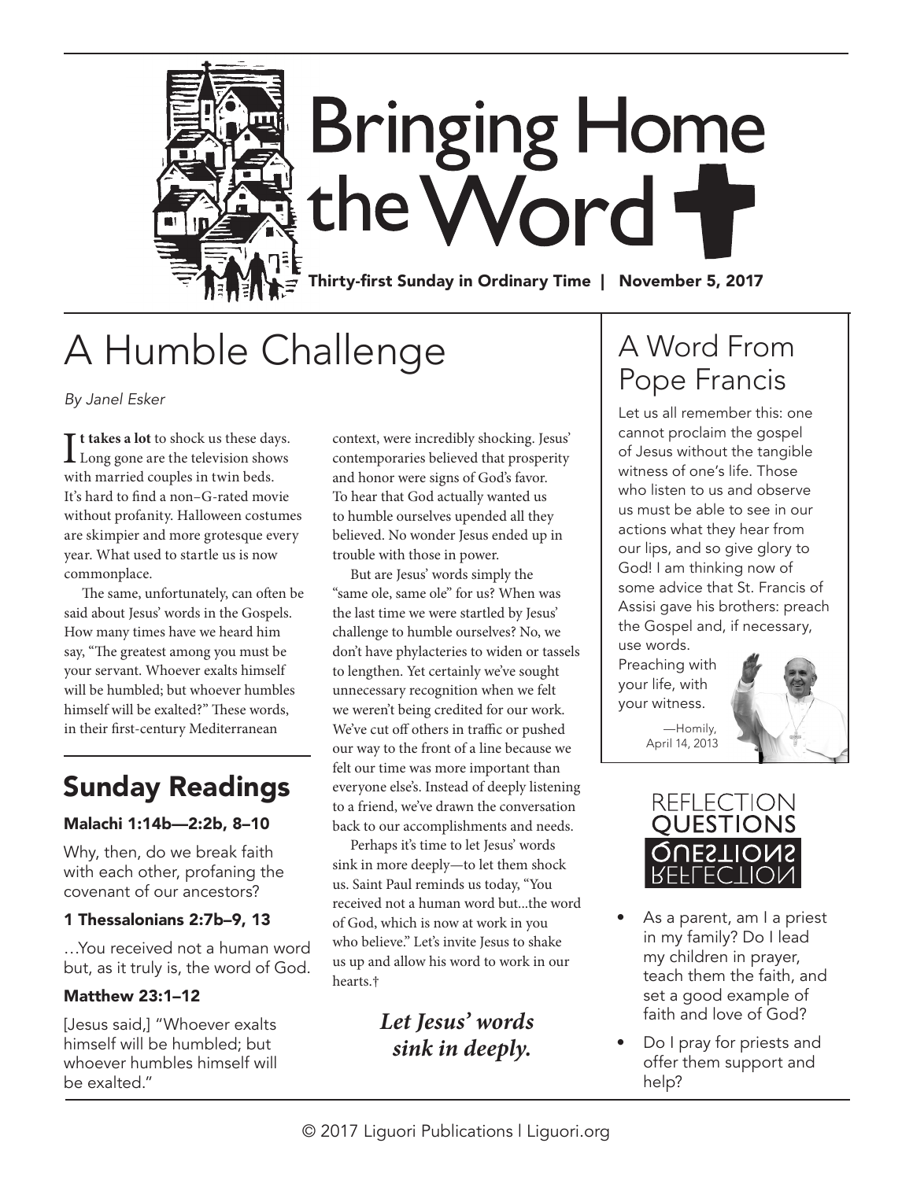# Bringing Home the Word

Thirty-first Sunday in Ordinary Time | November 5, 2017

## A Humble Challenge

*By Janel Esker*

**It takes a lot** to shock us these days. Long gone are the television shows with married couples in twin beds. It's hard to find a non–G-rated movie without profanity. Halloween costumes are skimpier and more grotesque every year. What used to startle us is now commonplace.

The same, unfortunately, can often be said about Jesus' words in the Gospels. How many times have we heard him say, "The greatest among you must be your servant. Whoever exalts himself will be humbled; but whoever humbles himself will be exalted?" These words, in their first-century Mediterranean context, were incredibly shocking. Jesus' contemporaries believed that prosperity and honor were signs of God's favor. To hear that God actually wanted us to humble ourselves upended all they believed. No wonder Jesus ended up in trouble with those in power.

But are Jesus' words simply the "same ole, same ole" for us? When was the last time we were startled by Jesus' challenge to humble ourselves? No, we don't have phylacteries to widen or tassels to lengthen. Yet certainly we've sought unnecessary recognition when we felt we weren't being credited for our work. We've cut off others in traffic or pushed our way to the front of a line because we felt our time was more important than everyone else's. Instead of deeply listening to a friend, we've drawn the conversation back to our accomplishments and needs.

Perhaps it's time to let Jesus' words sink in more deeply—to let them shock us. Saint Paul reminds us today, "You received not a human word but...the word of God, which is now at work in you who believe." Let's invite Jesus to shake us up and allow his word to work in our hearts.†

***Let Jesus' words sink in deeply.***

## Sunday Readings

#### Malachi 1:14b—2:2b, 8–10

Why, then, do we break faith with each other, profaning the covenant of our ancestors?

#### 1 Thessalonians 2:7b–9, 13

…You received not a human word but, as it truly is, the word of God.

#### Matthew 23:1–12

[Jesus said,] "Whoever exalts himself will be humbled; but whoever humbles himself will be exalted."

## A Word From Pope Francis

Let us all remember this: one cannot proclaim the gospel of Jesus without the tangible witness of one's life. Those who listen to us and observe us must be able to see in our actions what they hear from our lips, and so give glory to God! I am thinking now of some advice that St. Francis of Assisi gave his brothers: preach the Gospel and, if necessary, use words. Preaching with your life, with your witness.

—Homily, April 14, 2013

## Reflection Questions

- As a parent, am I a priest in my family? Do I lead my children in prayer, teach them the faith, and set a good example of faith and love of God?
- Do I pray for priests and offer them support and help?

© 2017 Liguori Publications | Liguori.org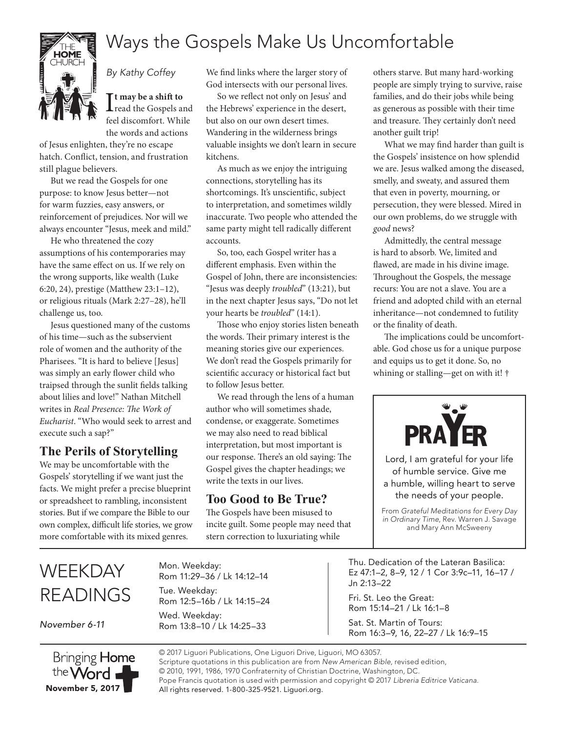# Ways the Gospels Make Us Uncomfortable

*By Kathy Coffey*

**It may be a shift to** read the Gospels and feel discomfort. While the words and actions of Jesus enlighten, they're no escape hatch. Conflict, tension, and frustration still plague believers.

But we read the Gospels for one purpose: to know Jesus better—not for warm fuzzies, easy answers, or reinforcement of prejudices. Nor will we always encounter "Jesus, meek and mild."

He who threatened the cozy assumptions of his contemporaries may have the same effect on us. If we rely on the wrong supports, like wealth (Luke 6:20, 24), prestige (Matthew 23:1–12), or religious rituals (Mark 2:27–28), he'll challenge us, too.

Jesus questioned many of the customs of his time—such as the subservient role of women and the authority of the Pharisees. "It is hard to believe [Jesus] was simply an early flower child who traipsed through the sunlit fields talking about lilies and love!" Nathan Mitchell writes in *Real Presence: The Work of Eucharist*. "Who would seek to arrest and execute such a sap?"

## The Perils of Storytelling

We may be uncomfortable with the Gospels' storytelling if we want just the facts. We might prefer a precise blueprint or spreadsheet to rambling, inconsistent stories. But if we compare the Bible to our own complex, difficult life stories, we grow more comfortable with its mixed genres. We find links where the larger story of God intersects with our personal lives.

So we reflect not only on Jesus' and the Hebrews' experience in the desert, but also on our own desert times. Wandering in the wilderness brings valuable insights we don't learn in secure kitchens.

As much as we enjoy the intriguing connections, storytelling has its shortcomings. It's unscientific, subject to interpretation, and sometimes wildly inaccurate. Two people who attended the same party might tell radically different accounts.

So, too, each Gospel writer has a different emphasis. Even within the Gospel of John, there are inconsistencies: "Jesus was deeply *troubled*" (13:21), but in the next chapter Jesus says, "Do not let your hearts be *troubled*" (14:1).

Those who enjoy stories listen beneath the words. Their primary interest is the meaning stories give our experiences. We don't read the Gospels primarily for scientific accuracy or historical fact but to follow Jesus better.

We read through the lens of a human author who will sometimes shade, condense, or exaggerate. Sometimes we may also need to read biblical interpretation, but most important is our response. There's an old saying: The Gospel gives the chapter headings; we write the texts in our lives.

## Too Good to Be True?

The Gospels have been misused to incite guilt. Some people may need that stern correction to luxuriating while others starve. But many hard-working people are simply trying to survive, raise families, and do their jobs while being as generous as possible with their time and treasure. They certainly don't need another guilt trip!

What we may find harder than guilt is the Gospels' insistence on how splendid we are. Jesus walked among the diseased, smelly, and sweaty, and assured them that even in poverty, mourning, or persecution, they were blessed. Mired in our own problems, do we struggle with *good* news?

Admittedly, the central message is hard to absorb. We, limited and flawed, are made in his divine image. Throughout the Gospels, the message recurs: You are not a slave. You are a friend and adopted child with an eternal inheritance—not condemned to futility or the finality of death.

The implications could be uncomfortable. God chose us for a unique purpose and equips us to get it done. So, no whining or stalling—get on with it! †

## PRAYER

Lord, I am grateful for your life of humble service. Give me a humble, willing heart to serve the needs of your people.

From *Grateful Meditations for Every Day in Ordinary Time*, Rev. Warren J. Savage and Mary Ann McSweeny

# WEEKDAY READINGS

*November 6-11*

Mon. Weekday: Rom 11:29–36 / Lk 14:12–14

Tue. Weekday: Rom 12:5–16b / Lk 14:15–24

Wed. Weekday: Rom 13:8–10 / Lk 14:25–33

Thu. Dedication of the Lateran Basilica: Ez 47:1–2, 8–9, 12 / 1 Cor 3:9c–11, 16–17 / Jn 2:13–22

Fri. St. Leo the Great: Rom 15:14–21 / Lk 16:1–8

Sat. St. Martin of Tours: Rom 16:3–9, 16, 22–27 / Lk 16:9–15

Bringing Home the Word
November 5, 2017

© 2017 Liguori Publications, One Liguori Drive, Liguori, MO 63057.
Scripture quotations in this publication are from *New American Bible*, revised edition, © 2010, 1991, 1986, 1970 Confraternity of Christian Doctrine, Washington, DC.
Pope Francis quotation is used with permission and copyright © 2017 *Libreria Editrice Vaticana*.
All rights reserved. 1-800-325-9521. Liguori.org.